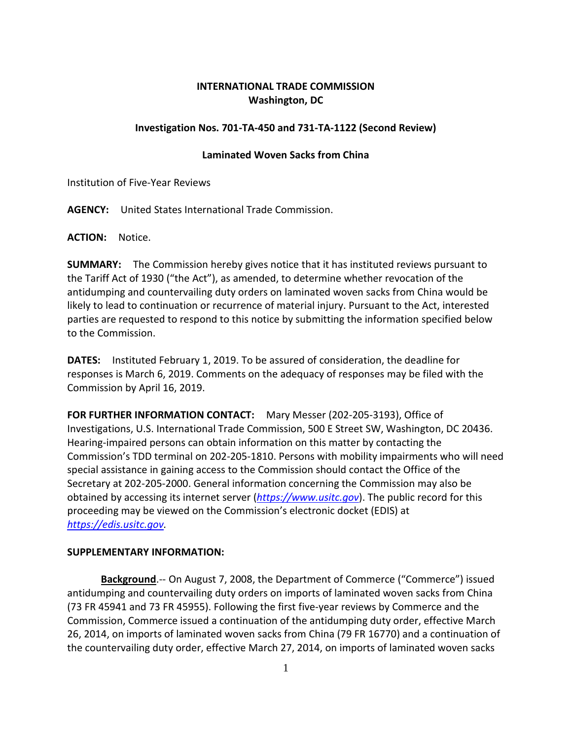**INTERNATIONAL TRADE COMMISSION**
**Washington, DC**

**Investigation Nos. 701-TA-450 and 731-TA-1122 (Second Review)**

**Laminated Woven Sacks from China**

Institution of Five-Year Reviews

**AGENCY:** United States International Trade Commission.

**ACTION:** Notice.

**SUMMARY:** The Commission hereby gives notice that it has instituted reviews pursuant to the Tariff Act of 1930 ("the Act"), as amended, to determine whether revocation of the antidumping and countervailing duty orders on laminated woven sacks from China would be likely to lead to continuation or recurrence of material injury. Pursuant to the Act, interested parties are requested to respond to this notice by submitting the information specified below to the Commission.

**DATES:** Instituted February 1, 2019. To be assured of consideration, the deadline for responses is March 6, 2019. Comments on the adequacy of responses may be filed with the Commission by April 16, 2019.

**FOR FURTHER INFORMATION CONTACT:** Mary Messer (202-205-3193), Office of Investigations, U.S. International Trade Commission, 500 E Street SW, Washington, DC 20436. Hearing-impaired persons can obtain information on this matter by contacting the Commission's TDD terminal on 202-205-1810. Persons with mobility impairments who will need special assistance in gaining access to the Commission should contact the Office of the Secretary at 202-205-2000. General information concerning the Commission may also be obtained by accessing its internet server (*https://www.usitc.gov*). The public record for this proceeding may be viewed on the Commission's electronic docket (EDIS) at *https://edis.usitc.gov*.

**SUPPLEMENTARY INFORMATION:**

**Background**.-- On August 7, 2008, the Department of Commerce ("Commerce") issued antidumping and countervailing duty orders on imports of laminated woven sacks from China (73 FR 45941 and 73 FR 45955). Following the first five-year reviews by Commerce and the Commission, Commerce issued a continuation of the antidumping duty order, effective March 26, 2014, on imports of laminated woven sacks from China (79 FR 16770) and a continuation of the countervailing duty order, effective March 27, 2014, on imports of laminated woven sacks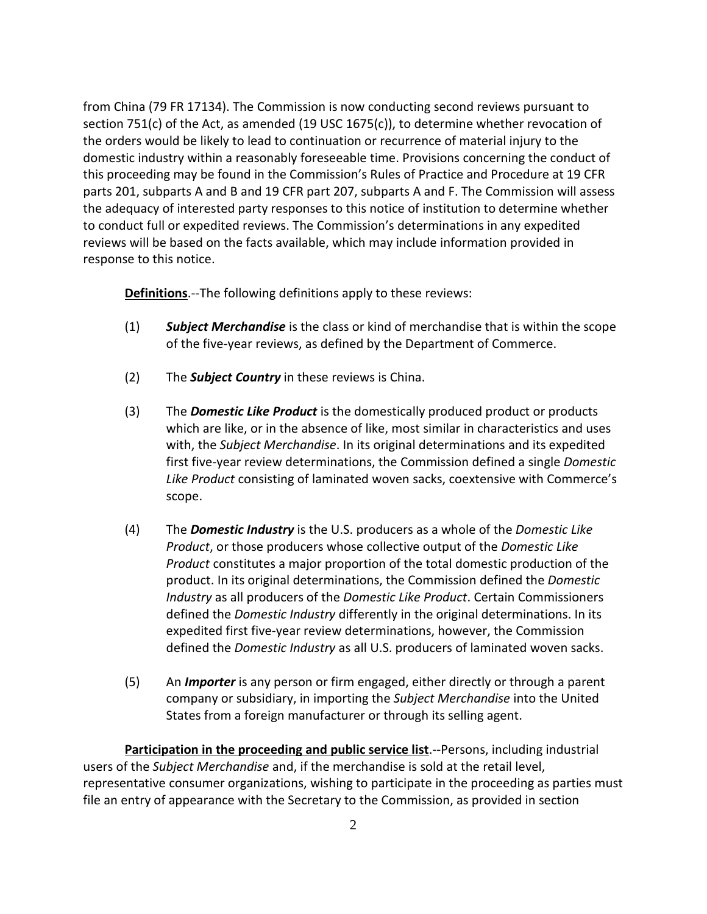from China (79 FR 17134). The Commission is now conducting second reviews pursuant to section 751(c) of the Act, as amended (19 USC 1675(c)), to determine whether revocation of the orders would be likely to lead to continuation or recurrence of material injury to the domestic industry within a reasonably foreseeable time. Provisions concerning the conduct of this proceeding may be found in the Commission's Rules of Practice and Procedure at 19 CFR parts 201, subparts A and B and 19 CFR part 207, subparts A and F. The Commission will assess the adequacy of interested party responses to this notice of institution to determine whether to conduct full or expedited reviews. The Commission's determinations in any expedited reviews will be based on the facts available, which may include information provided in response to this notice.

**Definitions**.--The following definitions apply to these reviews:

(1) ***Subject Merchandise*** is the class or kind of merchandise that is within the scope of the five-year reviews, as defined by the Department of Commerce.

(2) The ***Subject Country*** in these reviews is China.

(3) The ***Domestic Like Product*** is the domestically produced product or products which are like, or in the absence of like, most similar in characteristics and uses with, the *Subject Merchandise*. In its original determinations and its expedited first five-year review determinations, the Commission defined a single *Domestic Like Product* consisting of laminated woven sacks, coextensive with Commerce's scope.

(4) The ***Domestic Industry*** is the U.S. producers as a whole of the *Domestic Like Product*, or those producers whose collective output of the *Domestic Like Product* constitutes a major proportion of the total domestic production of the product. In its original determinations, the Commission defined the *Domestic Industry* as all producers of the *Domestic Like Product*. Certain Commissioners defined the *Domestic Industry* differently in the original determinations. In its expedited first five-year review determinations, however, the Commission defined the *Domestic Industry* as all U.S. producers of laminated woven sacks.

(5) An ***Importer*** is any person or firm engaged, either directly or through a parent company or subsidiary, in importing the *Subject Merchandise* into the United States from a foreign manufacturer or through its selling agent.

**Participation in the proceeding and public service list**.--Persons, including industrial users of the *Subject Merchandise* and, if the merchandise is sold at the retail level, representative consumer organizations, wishing to participate in the proceeding as parties must file an entry of appearance with the Secretary to the Commission, as provided in section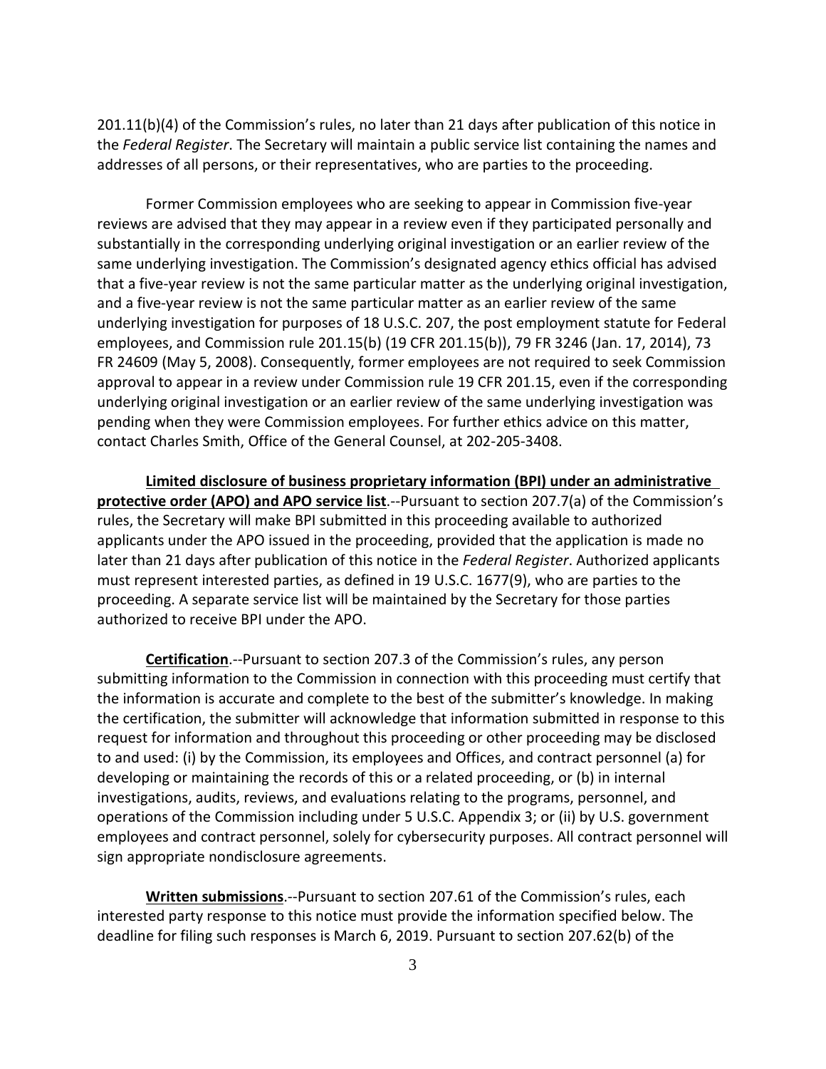201.11(b)(4) of the Commission's rules, no later than 21 days after publication of this notice in the *Federal Register*. The Secretary will maintain a public service list containing the names and addresses of all persons, or their representatives, who are parties to the proceeding.

Former Commission employees who are seeking to appear in Commission five-year reviews are advised that they may appear in a review even if they participated personally and substantially in the corresponding underlying original investigation or an earlier review of the same underlying investigation. The Commission's designated agency ethics official has advised that a five-year review is not the same particular matter as the underlying original investigation, and a five-year review is not the same particular matter as an earlier review of the same underlying investigation for purposes of 18 U.S.C. 207, the post employment statute for Federal employees, and Commission rule 201.15(b) (19 CFR 201.15(b)), 79 FR 3246 (Jan. 17, 2014), 73 FR 24609 (May 5, 2008). Consequently, former employees are not required to seek Commission approval to appear in a review under Commission rule 19 CFR 201.15, even if the corresponding underlying original investigation or an earlier review of the same underlying investigation was pending when they were Commission employees. For further ethics advice on this matter, contact Charles Smith, Office of the General Counsel, at 202-205-3408.

**Limited disclosure of business proprietary information (BPI) under an administrative protective order (APO) and APO service list**.--Pursuant to section 207.7(a) of the Commission's rules, the Secretary will make BPI submitted in this proceeding available to authorized applicants under the APO issued in the proceeding, provided that the application is made no later than 21 days after publication of this notice in the *Federal Register*. Authorized applicants must represent interested parties, as defined in 19 U.S.C. 1677(9), who are parties to the proceeding. A separate service list will be maintained by the Secretary for those parties authorized to receive BPI under the APO.

**Certification**.--Pursuant to section 207.3 of the Commission's rules, any person submitting information to the Commission in connection with this proceeding must certify that the information is accurate and complete to the best of the submitter's knowledge. In making the certification, the submitter will acknowledge that information submitted in response to this request for information and throughout this proceeding or other proceeding may be disclosed to and used: (i) by the Commission, its employees and Offices, and contract personnel (a) for developing or maintaining the records of this or a related proceeding, or (b) in internal investigations, audits, reviews, and evaluations relating to the programs, personnel, and operations of the Commission including under 5 U.S.C. Appendix 3; or (ii) by U.S. government employees and contract personnel, solely for cybersecurity purposes. All contract personnel will sign appropriate nondisclosure agreements.

**Written submissions**.--Pursuant to section 207.61 of the Commission's rules, each interested party response to this notice must provide the information specified below. The deadline for filing such responses is March 6, 2019. Pursuant to section 207.62(b) of the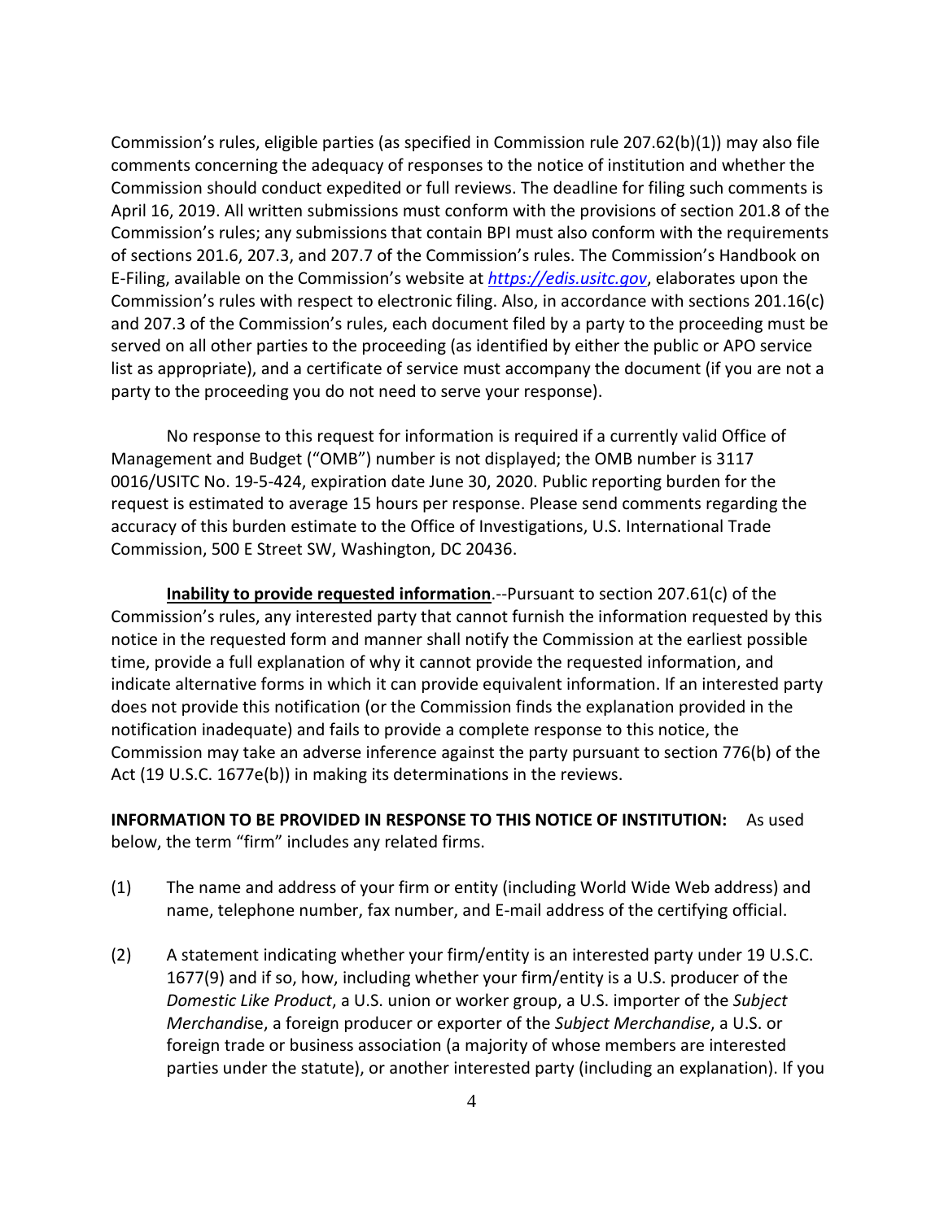Commission's rules, eligible parties (as specified in Commission rule 207.62(b)(1)) may also file comments concerning the adequacy of responses to the notice of institution and whether the Commission should conduct expedited or full reviews. The deadline for filing such comments is April 16, 2019. All written submissions must conform with the provisions of section 201.8 of the Commission's rules; any submissions that contain BPI must also conform with the requirements of sections 201.6, 207.3, and 207.7 of the Commission's rules. The Commission's Handbook on E-Filing, available on the Commission's website at *https://edis.usitc.gov*, elaborates upon the Commission's rules with respect to electronic filing. Also, in accordance with sections 201.16(c) and 207.3 of the Commission's rules, each document filed by a party to the proceeding must be served on all other parties to the proceeding (as identified by either the public or APO service list as appropriate), and a certificate of service must accompany the document (if you are not a party to the proceeding you do not need to serve your response).

No response to this request for information is required if a currently valid Office of Management and Budget ("OMB") number is not displayed; the OMB number is 3117 0016/USITC No. 19-5-424, expiration date June 30, 2020. Public reporting burden for the request is estimated to average 15 hours per response. Please send comments regarding the accuracy of this burden estimate to the Office of Investigations, U.S. International Trade Commission, 500 E Street SW, Washington, DC 20436.

**Inability to provide requested information**.--Pursuant to section 207.61(c) of the Commission's rules, any interested party that cannot furnish the information requested by this notice in the requested form and manner shall notify the Commission at the earliest possible time, provide a full explanation of why it cannot provide the requested information, and indicate alternative forms in which it can provide equivalent information. If an interested party does not provide this notification (or the Commission finds the explanation provided in the notification inadequate) and fails to provide a complete response to this notice, the Commission may take an adverse inference against the party pursuant to section 776(b) of the Act (19 U.S.C. 1677e(b)) in making its determinations in the reviews.

**INFORMATION TO BE PROVIDED IN RESPONSE TO THIS NOTICE OF INSTITUTION:** As used below, the term "firm" includes any related firms.

(1) The name and address of your firm or entity (including World Wide Web address) and name, telephone number, fax number, and E-mail address of the certifying official.

(2) A statement indicating whether your firm/entity is an interested party under 19 U.S.C. 1677(9) and if so, how, including whether your firm/entity is a U.S. producer of the *Domestic Like Product*, a U.S. union or worker group, a U.S. importer of the *Subject Merchandis*e, a foreign producer or exporter of the *Subject Merchandise*, a U.S. or foreign trade or business association (a majority of whose members are interested parties under the statute), or another interested party (including an explanation). If you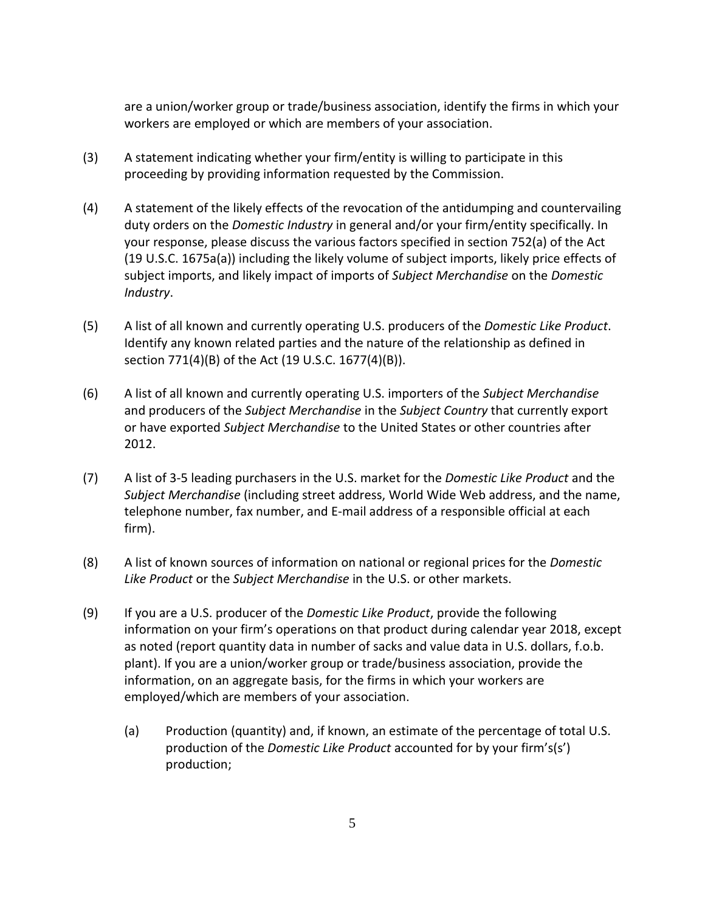are a union/worker group or trade/business association, identify the firms in which your workers are employed or which are members of your association.

(3) A statement indicating whether your firm/entity is willing to participate in this proceeding by providing information requested by the Commission.

(4) A statement of the likely effects of the revocation of the antidumping and countervailing duty orders on the *Domestic Industry* in general and/or your firm/entity specifically. In your response, please discuss the various factors specified in section 752(a) of the Act (19 U.S.C. 1675a(a)) including the likely volume of subject imports, likely price effects of subject imports, and likely impact of imports of *Subject Merchandise* on the *Domestic Industry*.

(5) A list of all known and currently operating U.S. producers of the *Domestic Like Product*. Identify any known related parties and the nature of the relationship as defined in section 771(4)(B) of the Act (19 U.S.C. 1677(4)(B)).

(6) A list of all known and currently operating U.S. importers of the *Subject Merchandise* and producers of the *Subject Merchandise* in the *Subject Country* that currently export or have exported *Subject Merchandise* to the United States or other countries after 2012.

(7) A list of 3-5 leading purchasers in the U.S. market for the *Domestic Like Product* and the *Subject Merchandise* (including street address, World Wide Web address, and the name, telephone number, fax number, and E-mail address of a responsible official at each firm).

(8) A list of known sources of information on national or regional prices for the *Domestic Like Product* or the *Subject Merchandise* in the U.S. or other markets.

(9) If you are a U.S. producer of the *Domestic Like Product*, provide the following information on your firm's operations on that product during calendar year 2018, except as noted (report quantity data in number of sacks and value data in U.S. dollars, f.o.b. plant). If you are a union/worker group or trade/business association, provide the information, on an aggregate basis, for the firms in which your workers are employed/which are members of your association.

   (a) Production (quantity) and, if known, an estimate of the percentage of total U.S. production of the *Domestic Like Product* accounted for by your firm's(s') production;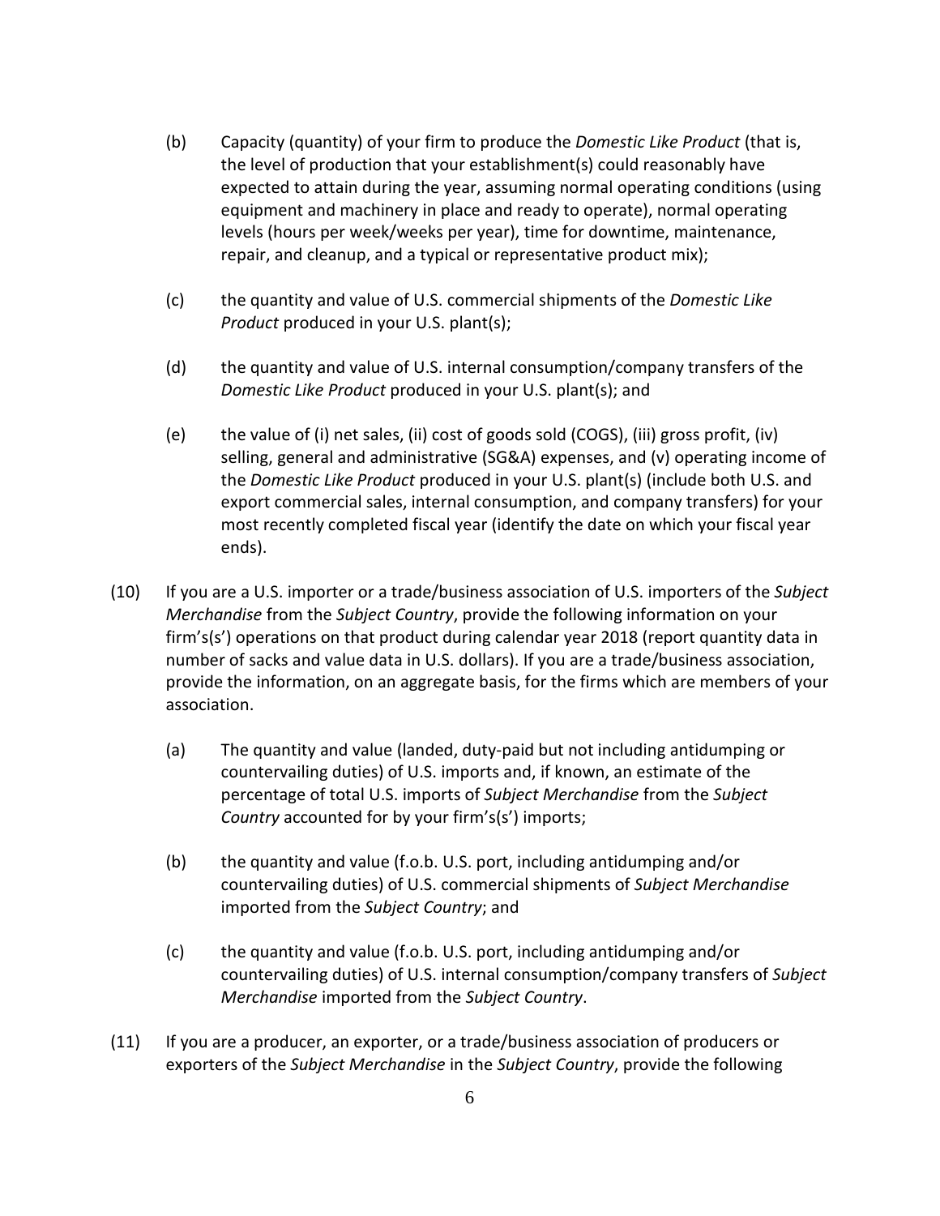(b) Capacity (quantity) of your firm to produce the *Domestic Like Product* (that is, the level of production that your establishment(s) could reasonably have expected to attain during the year, assuming normal operating conditions (using equipment and machinery in place and ready to operate), normal operating levels (hours per week/weeks per year), time for downtime, maintenance, repair, and cleanup, and a typical or representative product mix);

(c) the quantity and value of U.S. commercial shipments of the *Domestic Like Product* produced in your U.S. plant(s);

(d) the quantity and value of U.S. internal consumption/company transfers of the *Domestic Like Product* produced in your U.S. plant(s); and

(e) the value of (i) net sales, (ii) cost of goods sold (COGS), (iii) gross profit, (iv) selling, general and administrative (SG&A) expenses, and (v) operating income of the *Domestic Like Product* produced in your U.S. plant(s) (include both U.S. and export commercial sales, internal consumption, and company transfers) for your most recently completed fiscal year (identify the date on which your fiscal year ends).

(10) If you are a U.S. importer or a trade/business association of U.S. importers of the *Subject Merchandise* from the *Subject Country*, provide the following information on your firm's(s') operations on that product during calendar year 2018 (report quantity data in number of sacks and value data in U.S. dollars). If you are a trade/business association, provide the information, on an aggregate basis, for the firms which are members of your association.

(a) The quantity and value (landed, duty-paid but not including antidumping or countervailing duties) of U.S. imports and, if known, an estimate of the percentage of total U.S. imports of *Subject Merchandise* from the *Subject Country* accounted for by your firm's(s') imports;

(b) the quantity and value (f.o.b. U.S. port, including antidumping and/or countervailing duties) of U.S. commercial shipments of *Subject Merchandise* imported from the *Subject Country*; and

(c) the quantity and value (f.o.b. U.S. port, including antidumping and/or countervailing duties) of U.S. internal consumption/company transfers of *Subject Merchandise* imported from the *Subject Country*.

(11) If you are a producer, an exporter, or a trade/business association of producers or exporters of the *Subject Merchandise* in the *Subject Country*, provide the following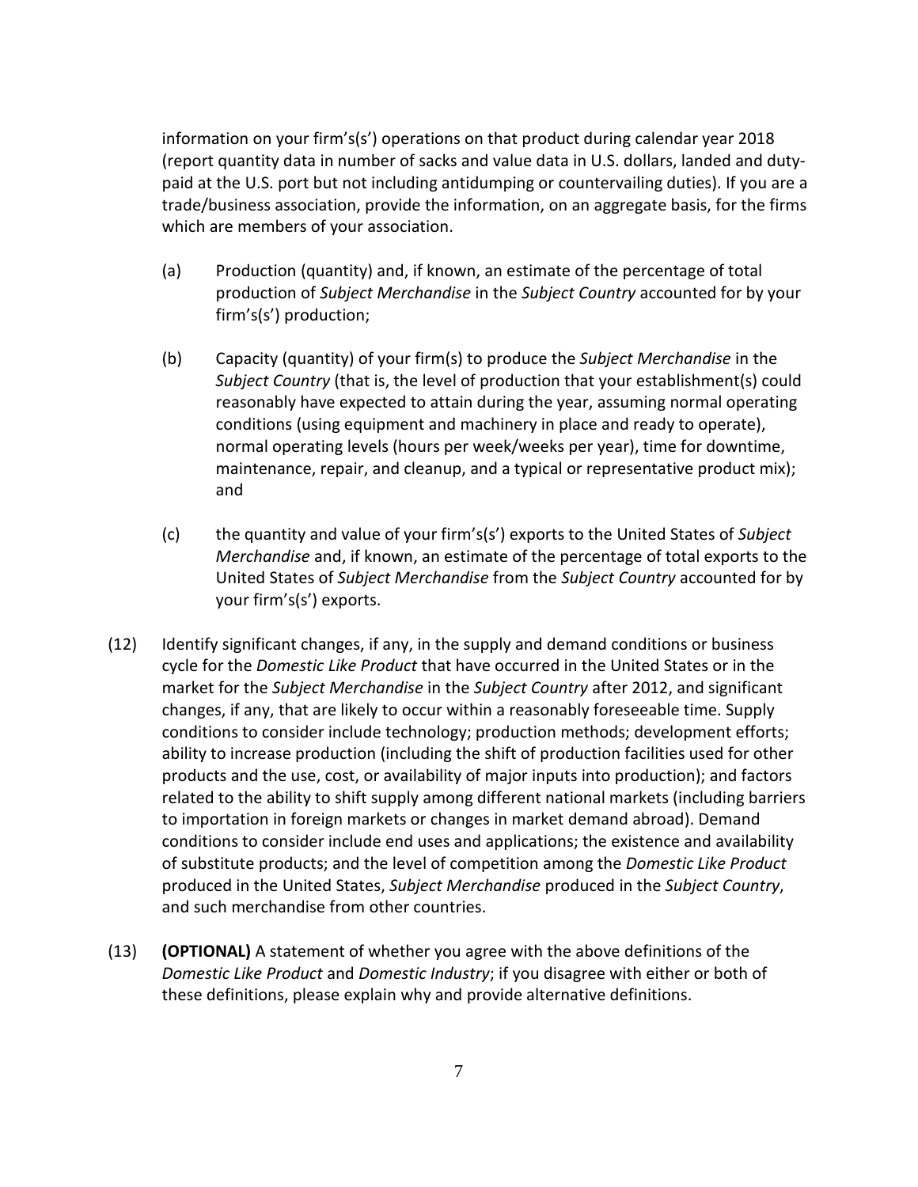information on your firm's(s') operations on that product during calendar year 2018 (report quantity data in number of sacks and value data in U.S. dollars, landed and duty-paid at the U.S. port but not including antidumping or countervailing duties). If you are a trade/business association, provide the information, on an aggregate basis, for the firms which are members of your association.

(a) Production (quantity) and, if known, an estimate of the percentage of total production of *Subject Merchandise* in the *Subject Country* accounted for by your firm's(s') production;

(b) Capacity (quantity) of your firm(s) to produce the *Subject Merchandise* in the *Subject Country* (that is, the level of production that your establishment(s) could reasonably have expected to attain during the year, assuming normal operating conditions (using equipment and machinery in place and ready to operate), normal operating levels (hours per week/weeks per year), time for downtime, maintenance, repair, and cleanup, and a typical or representative product mix); and

(c) the quantity and value of your firm's(s') exports to the United States of *Subject Merchandise* and, if known, an estimate of the percentage of total exports to the United States of *Subject Merchandise* from the *Subject Country* accounted for by your firm's(s') exports.

(12) Identify significant changes, if any, in the supply and demand conditions or business cycle for the *Domestic Like Product* that have occurred in the United States or in the market for the *Subject Merchandise* in the *Subject Country* after 2012, and significant changes, if any, that are likely to occur within a reasonably foreseeable time. Supply conditions to consider include technology; production methods; development efforts; ability to increase production (including the shift of production facilities used for other products and the use, cost, or availability of major inputs into production); and factors related to the ability to shift supply among different national markets (including barriers to importation in foreign markets or changes in market demand abroad). Demand conditions to consider include end uses and applications; the existence and availability of substitute products; and the level of competition among the *Domestic Like Product* produced in the United States, *Subject Merchandise* produced in the *Subject Country*, and such merchandise from other countries.

(13) **(OPTIONAL)** A statement of whether you agree with the above definitions of the *Domestic Like Product* and *Domestic Industry*; if you disagree with either or both of these definitions, please explain why and provide alternative definitions.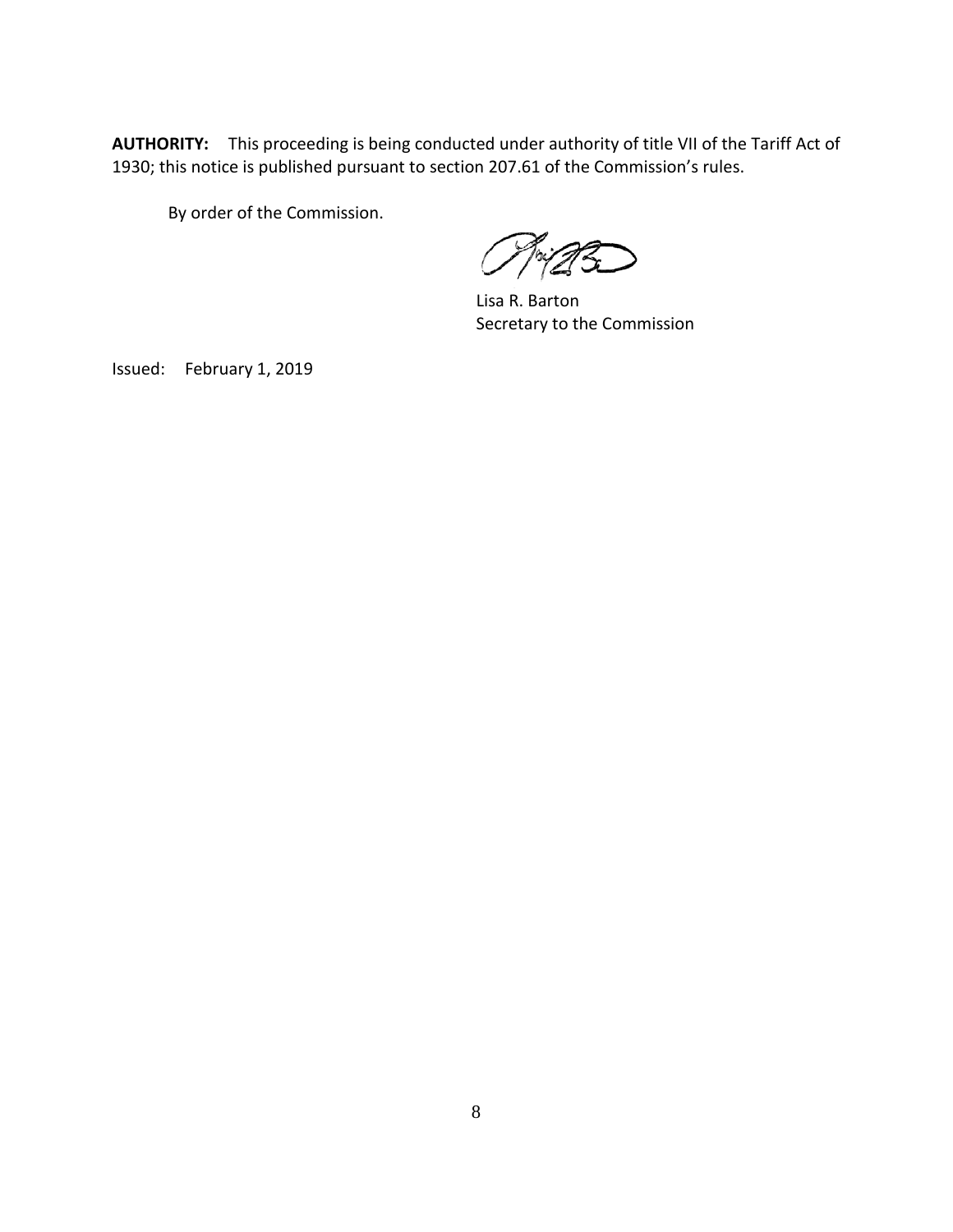**AUTHORITY:** This proceeding is being conducted under authority of title VII of the Tariff Act of 1930; this notice is published pursuant to section 207.61 of the Commission's rules.

By order of the Commission.

Lisa R. Barton
Secretary to the Commission

Issued: February 1, 2019